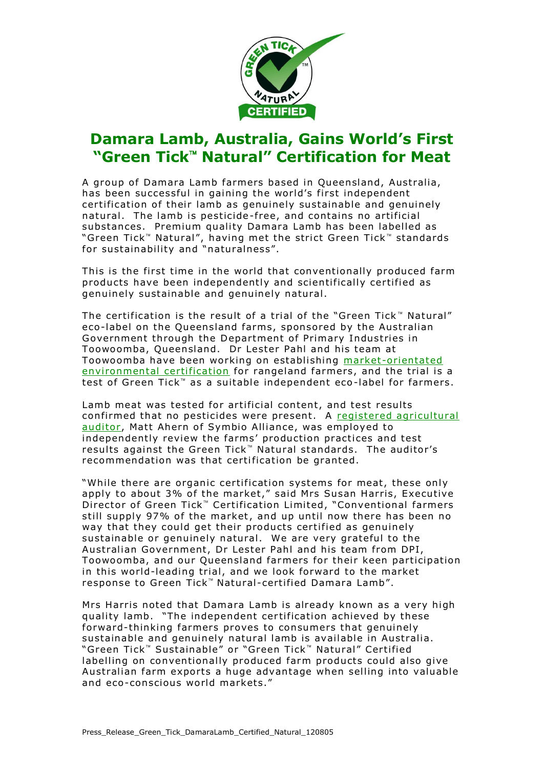# Damara Lamb, Australia, Gains World's First "Green Tick™ Natural" Certification for Meat

A group of Damara Lamb farmers based in Queensland, Australia, has been successful in gaining the world's first independent certification of their lamb as genuinely sustainable and genuinely natural. The lamb is pesticide-free, and contains no artificial substances. Premium quality Damara Lamb has been labelled as "Green Tick™ Natural", having met the strict Green Tick™ standards for sustainability and "naturalness".

This is the first time in the world that conventionally produced farm products have been independently and scientifically certified as genuinely sustainable and genuinely natural.

The certification is the result of a trial of the "Green Tick™ Natural" eco-label on the Queensland farms, sponsored by the Australian Government through the Department of Primary Industries in Toowoomba, Queensland. Dr Lester Pahl and his team at Toowoomba have been working on establishing market-orientated environmental certification for rangeland farmers, and the trial is a test of Green Tick™ as a suitable independent eco-label for farmers.

Lamb meat was tested for artificial content, and test results confirmed that no pesticides were present. A registered agricultural auditor, Matt Ahern of Symbio Alliance, was employed to independently review the farms' production practices and test results against the Green Tick™ Natural standards. The auditor's recommendation was that certification be granted.

"While there are organic certification systems for meat, these only apply to about 3% of the market," said Mrs Susan Harris, Executive Director of Green Tick™ Certification Limited, "Conventional farmers still supply 97% of the market, and up until now there has been no way that they could get their products certified as genuinely sustainable or genuinely natural. We are very grateful to the Australian Government, Dr Lester Pahl and his team from DPI, Toowoomba, and our Queensland farmers for their keen participation in this world-leading trial, and we look forward to the market response to Green Tick™ Natural-certified Damara Lamb".

Mrs Harris noted that Damara Lamb is already known as a very high quality lamb. "The independent certification achieved by these forward-thinking farmers proves to consumers that genuinely sustainable and genuinely natural lamb is available in Australia. "Green Tick™ Sustainable" or "Green Tick™ Natural" Certified labelling on conventionally produced farm products could also give Australian farm exports a huge advantage when selling into valuable and eco-conscious world markets."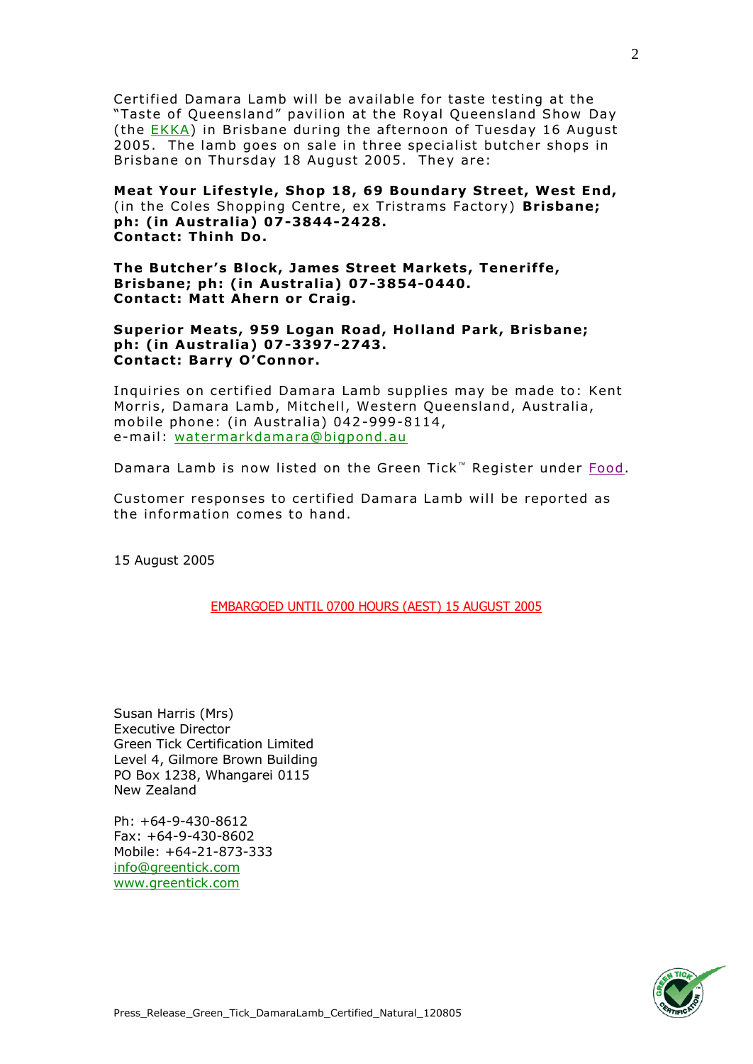Certified Damara Lamb will be available for taste testing at the "Taste of Queensland" pavilion at the Royal Queensland Show Day (the EKKA) in Brisbane during the afternoon of Tuesday 16 August 2005. The lamb goes on sale in three specialist butcher shops in Brisbane on Thursday 18 August 2005. They are:

**Meat Your Lifestyle, Shop 18, 69 Boundary Street, West End,** (in the Coles Shopping Centre, ex Tristrams Factory) **Brisbane; ph: (in Australia) 07-3844-2428. Contact: Thinh Do.**

**The Butcher's Block, James Street Markets, Teneriffe, Brisbane; ph: (in Australia) 07-3854-0440. Contact: Matt Ahern or Craig.**

**Superior Meats, 959 Logan Road, Holland Park, Brisbane; ph: (in Australia) 07-3397-2743. Contact: Barry O'Connor.**

Inquiries on certified Damara Lamb supplies may be made to: Kent Morris, Damara Lamb, Mitchell, Western Queensland, Australia, mobile phone: (in Australia) 042-999-8114, e-mail: watermarkdamara@bigpond.au

Damara Lamb is now listed on the Green Tick™ Register under Food.

Customer responses to certified Damara Lamb will be reported as the information comes to hand.

15 August 2005

EMBARGOED UNTIL 0700 HOURS (AEST) 15 AUGUST 2005

Susan Harris (Mrs)
Executive Director
Green Tick Certification Limited
Level 4, Gilmore Brown Building
PO Box 1238, Whangarei 0115
New Zealand

Ph: +64-9-430-8612
Fax: +64-9-430-8602
Mobile: +64-21-873-333
info@greentick.com
www.greentick.com